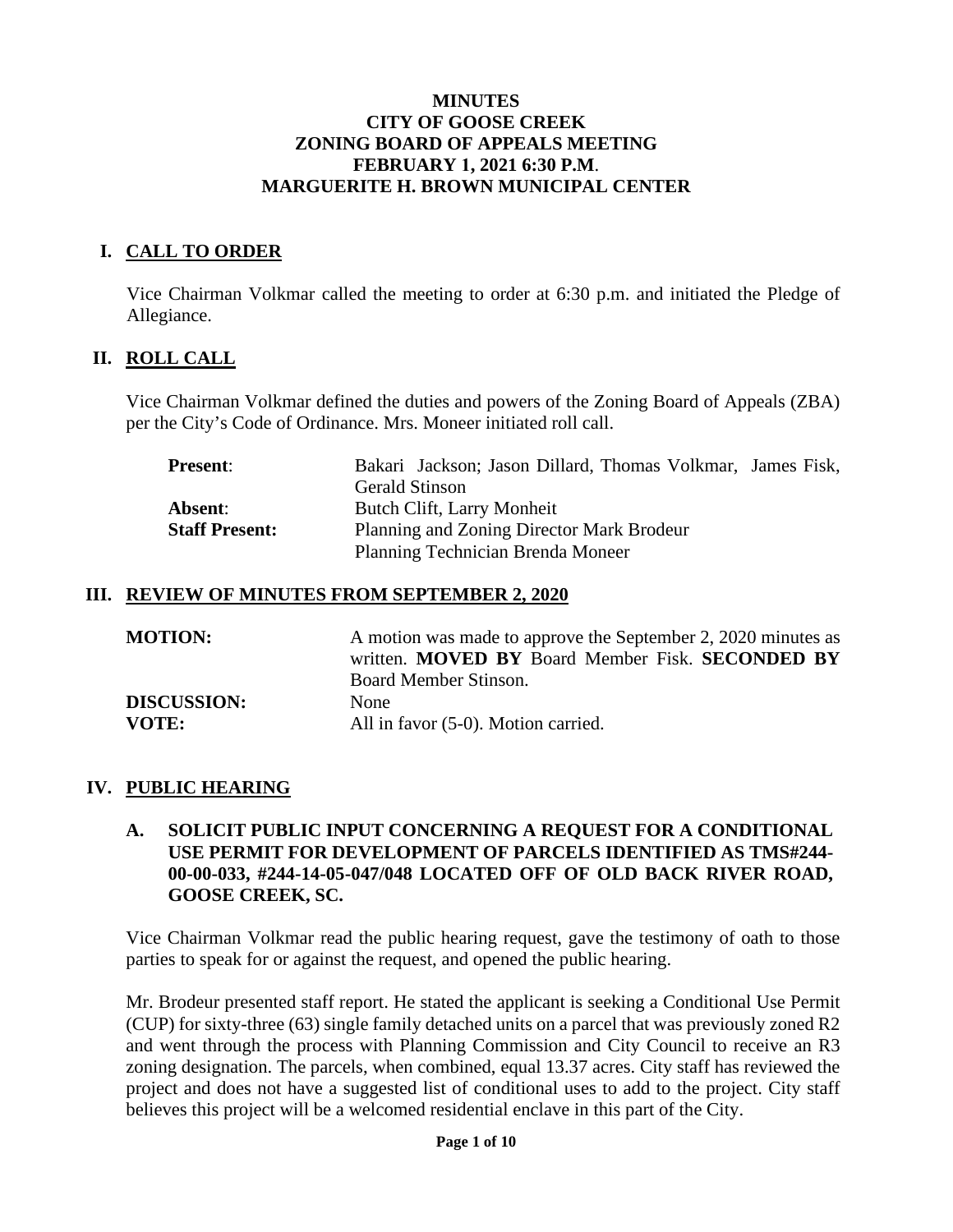# MINUTES
# CITY OF GOOSE CREEK
# ZONING BOARD OF APPEALS MEETING
# FEBRUARY 1, 2021 6:30 P.M.
# MARGUERITE H. BROWN MUNICIPAL CENTER

## I. CALL TO ORDER

Vice Chairman Volkmar called the meeting to order at 6:30 p.m. and initiated the Pledge of Allegiance.

## II. ROLL CALL

Vice Chairman Volkmar defined the duties and powers of the Zoning Board of Appeals (ZBA) per the City's Code of Ordinance. Mrs. Moneer initiated roll call.

| | |
|---|---|
| **Present**: | Bakari Jackson; Jason Dillard, Thomas Volkmar, James Fisk, Gerald Stinson |
| **Absent**: | Butch Clift, Larry Monheit |
| **Staff Present:** | Planning and Zoning Director Mark Brodeur<br>Planning Technician Brenda Moneer |

## III. REVIEW OF MINUTES FROM SEPTEMBER 2, 2020

| | |
|---|---|
| **MOTION:** | A motion was made to approve the September 2, 2020 minutes as written. **MOVED BY** Board Member Fisk. **SECONDED BY** Board Member Stinson. |
| **DISCUSSION:** | None |
| **VOTE:** | All in favor (5-0). Motion carried. |

## IV. PUBLIC HEARING

### A. SOLICIT PUBLIC INPUT CONCERNING A REQUEST FOR A CONDITIONAL USE PERMIT FOR DEVELOPMENT OF PARCELS IDENTIFIED AS TMS#244-00-00-033, #244-14-05-047/048 LOCATED OFF OF OLD BACK RIVER ROAD, GOOSE CREEK, SC.

Vice Chairman Volkmar read the public hearing request, gave the testimony of oath to those parties to speak for or against the request, and opened the public hearing.

Mr. Brodeur presented staff report. He stated the applicant is seeking a Conditional Use Permit (CUP) for sixty-three (63) single family detached units on a parcel that was previously zoned R2 and went through the process with Planning Commission and City Council to receive an R3 zoning designation. The parcels, when combined, equal 13.37 acres. City staff has reviewed the project and does not have a suggested list of conditional uses to add to the project. City staff believes this project will be a welcomed residential enclave in this part of the City.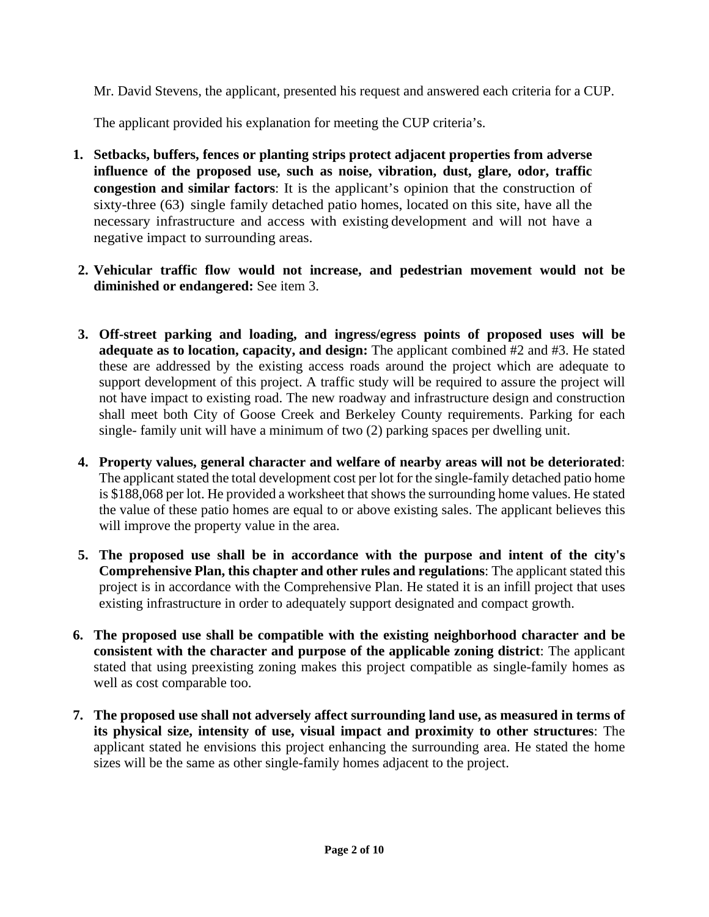Mr. David Stevens, the applicant, presented his request and answered each criteria for a CUP.

The applicant provided his explanation for meeting the CUP criteria's.

1. **Setbacks, buffers, fences or planting strips protect adjacent properties from adverse influence of the proposed use, such as noise, vibration, dust, glare, odor, traffic congestion and similar factors**: It is the applicant's opinion that the construction of sixty-three (63) single family detached patio homes, located on this site, have all the necessary infrastructure and access with existing development and will not have a negative impact to surrounding areas.

2. **Vehicular traffic flow would not increase, and pedestrian movement would not be diminished or endangered:** See item 3.

3. **Off-street parking and loading, and ingress/egress points of proposed uses will be adequate as to location, capacity, and design:** The applicant combined #2 and #3. He stated these are addressed by the existing access roads around the project which are adequate to support development of this project. A traffic study will be required to assure the project will not have impact to existing road. The new roadway and infrastructure design and construction shall meet both City of Goose Creek and Berkeley County requirements. Parking for each single- family unit will have a minimum of two (2) parking spaces per dwelling unit.

4. **Property values, general character and welfare of nearby areas will not be deteriorated**: The applicant stated the total development cost per lot for the single-family detached patio home is $188,068 per lot. He provided a worksheet that shows the surrounding home values. He stated the value of these patio homes are equal to or above existing sales. The applicant believes this will improve the property value in the area.

5. **The proposed use shall be in accordance with the purpose and intent of the city's Comprehensive Plan, this chapter and other rules and regulations**: The applicant stated this project is in accordance with the Comprehensive Plan. He stated it is an infill project that uses existing infrastructure in order to adequately support designated and compact growth.

6. **The proposed use shall be compatible with the existing neighborhood character and be consistent with the character and purpose of the applicable zoning district**: The applicant stated that using preexisting zoning makes this project compatible as single-family homes as well as cost comparable too.

7. **The proposed use shall not adversely affect surrounding land use, as measured in terms of its physical size, intensity of use, visual impact and proximity to other structures**: The applicant stated he envisions this project enhancing the surrounding area. He stated the home sizes will be the same as other single-family homes adjacent to the project.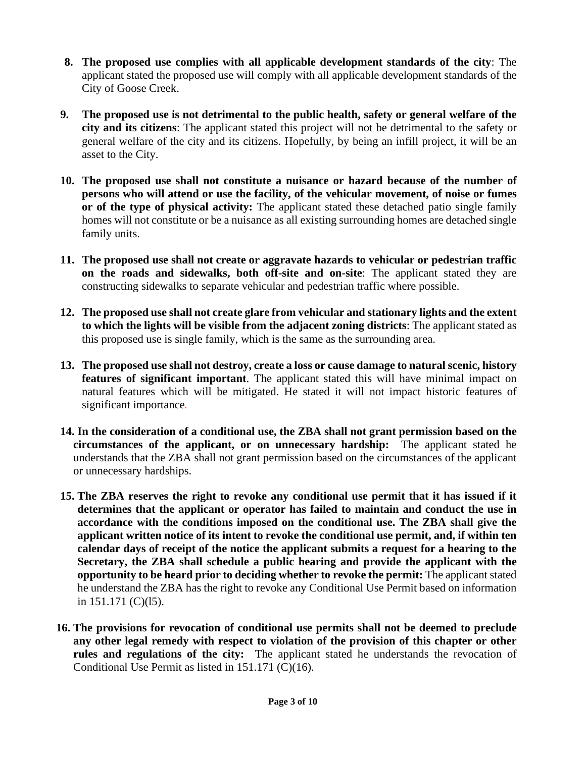8. **The proposed use complies with all applicable development standards of the city**: The applicant stated the proposed use will comply with all applicable development standards of the City of Goose Creek.

9. **The proposed use is not detrimental to the public health, safety or general welfare of the city and its citizens**: The applicant stated this project will not be detrimental to the safety or general welfare of the city and its citizens. Hopefully, by being an infill project, it will be an asset to the City.

10. **The proposed use shall not constitute a nuisance or hazard because of the number of persons who will attend or use the facility, of the vehicular movement, of noise or fumes or of the type of physical activity:** The applicant stated these detached patio single family homes will not constitute or be a nuisance as all existing surrounding homes are detached single family units.

11. **The proposed use shall not create or aggravate hazards to vehicular or pedestrian traffic on the roads and sidewalks, both off-site and on-site**: The applicant stated they are constructing sidewalks to separate vehicular and pedestrian traffic where possible.

12. **The proposed use shall not create glare from vehicular and stationary lights and the extent to which the lights will be visible from the adjacent zoning districts**: The applicant stated as this proposed use is single family, which is the same as the surrounding area.

13. **The proposed use shall not destroy, create a loss or cause damage to natural scenic, history features of significant important**. The applicant stated this will have minimal impact on natural features which will be mitigated. He stated it will not impact historic features of significant importance.

14. **In the consideration of a conditional use, the ZBA shall not grant permission based on the circumstances of the applicant, or on unnecessary hardship:** The applicant stated he understands that the ZBA shall not grant permission based on the circumstances of the applicant or unnecessary hardships.

15. **The ZBA reserves the right to revoke any conditional use permit that it has issued if it determines that the applicant or operator has failed to maintain and conduct the use in accordance with the conditions imposed on the conditional use. The ZBA shall give the applicant written notice of its intent to revoke the conditional use permit, and, if within ten calendar days of receipt of the notice the applicant submits a request for a hearing to the Secretary, the ZBA shall schedule a public hearing and provide the applicant with the opportunity to be heard prior to deciding whether to revoke the permit:** The applicant stated he understand the ZBA has the right to revoke any Conditional Use Permit based on information in 151.171 (C)(l5).

16. **The provisions for revocation of conditional use permits shall not be deemed to preclude any other legal remedy with respect to violation of the provision of this chapter or other rules and regulations of the city:** The applicant stated he understands the revocation of Conditional Use Permit as listed in 151.171 (C)(16).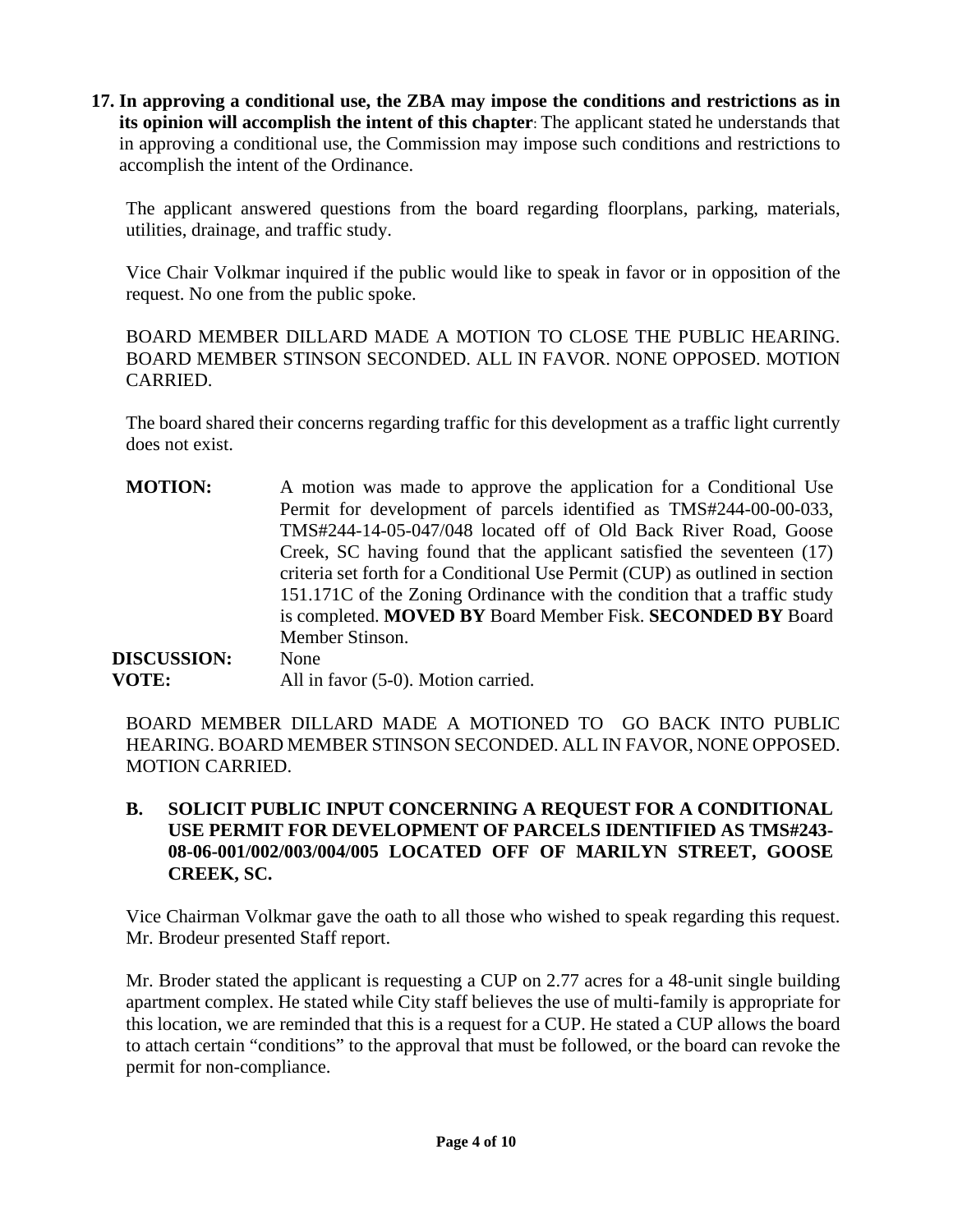17. **In approving a conditional use, the ZBA may impose the conditions and restrictions as in its opinion will accomplish the intent of this chapter**: The applicant stated he understands that in approving a conditional use, the Commission may impose such conditions and restrictions to accomplish the intent of the Ordinance.

The applicant answered questions from the board regarding floorplans, parking, materials, utilities, drainage, and traffic study.

Vice Chair Volkmar inquired if the public would like to speak in favor or in opposition of the request. No one from the public spoke.

BOARD MEMBER DILLARD MADE A MOTION TO CLOSE THE PUBLIC HEARING. BOARD MEMBER STINSON SECONDED. ALL IN FAVOR. NONE OPPOSED. MOTION CARRIED.

The board shared their concerns regarding traffic for this development as a traffic light currently does not exist.

**MOTION:** A motion was made to approve the application for a Conditional Use Permit for development of parcels identified as TMS#244-00-00-033, TMS#244-14-05-047/048 located off of Old Back River Road, Goose Creek, SC having found that the applicant satisfied the seventeen (17) criteria set forth for a Conditional Use Permit (CUP) as outlined in section 151.171C of the Zoning Ordinance with the condition that a traffic study is completed. **MOVED BY** Board Member Fisk. **SECONDED BY** Board Member Stinson.

**DISCUSSION:** None

**VOTE:** All in favor (5-0). Motion carried.

BOARD MEMBER DILLARD MADE A MOTIONED TO GO BACK INTO PUBLIC HEARING. BOARD MEMBER STINSON SECONDED. ALL IN FAVOR, NONE OPPOSED. MOTION CARRIED.

**B. SOLICIT PUBLIC INPUT CONCERNING A REQUEST FOR A CONDITIONAL USE PERMIT FOR DEVELOPMENT OF PARCELS IDENTIFIED AS TMS#243-08-06-001/002/003/004/005 LOCATED OFF OF MARILYN STREET, GOOSE CREEK, SC.**

Vice Chairman Volkmar gave the oath to all those who wished to speak regarding this request. Mr. Brodeur presented Staff report.

Mr. Broder stated the applicant is requesting a CUP on 2.77 acres for a 48-unit single building apartment complex. He stated while City staff believes the use of multi-family is appropriate for this location, we are reminded that this is a request for a CUP. He stated a CUP allows the board to attach certain "conditions" to the approval that must be followed, or the board can revoke the permit for non-compliance.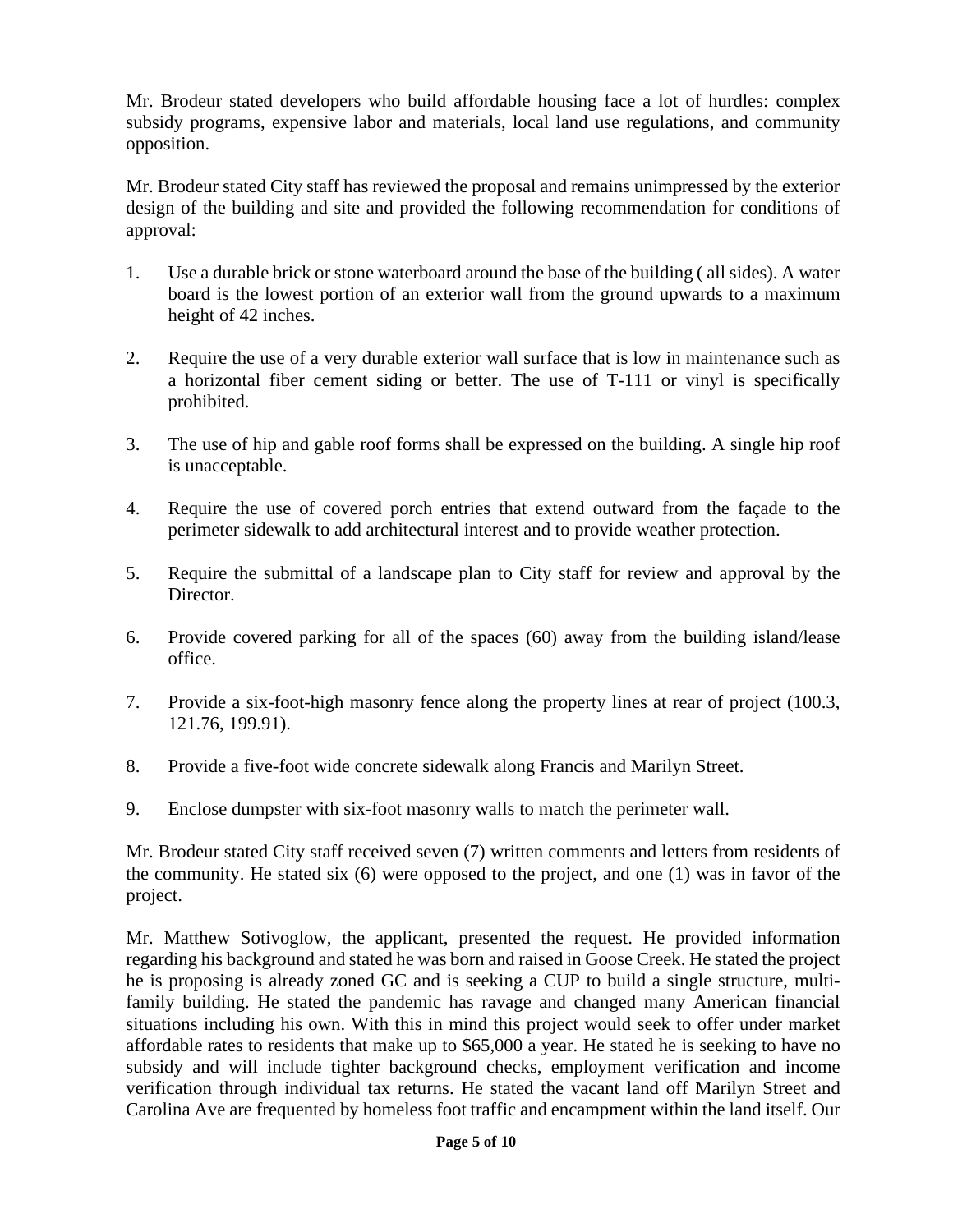Mr. Brodeur stated developers who build affordable housing face a lot of hurdles: complex subsidy programs, expensive labor and materials, local land use regulations, and community opposition.

Mr. Brodeur stated City staff has reviewed the proposal and remains unimpressed by the exterior design of the building and site and provided the following recommendation for conditions of approval:

1. Use a durable brick or stone waterboard around the base of the building ( all sides). A water board is the lowest portion of an exterior wall from the ground upwards to a maximum height of 42 inches.

2. Require the use of a very durable exterior wall surface that is low in maintenance such as a horizontal fiber cement siding or better. The use of T-111 or vinyl is specifically prohibited.

3. The use of hip and gable roof forms shall be expressed on the building. A single hip roof is unacceptable.

4. Require the use of covered porch entries that extend outward from the façade to the perimeter sidewalk to add architectural interest and to provide weather protection.

5. Require the submittal of a landscape plan to City staff for review and approval by the Director.

6. Provide covered parking for all of the spaces (60) away from the building island/lease office.

7. Provide a six-foot-high masonry fence along the property lines at rear of project (100.3, 121.76, 199.91).

8. Provide a five-foot wide concrete sidewalk along Francis and Marilyn Street.

9. Enclose dumpster with six-foot masonry walls to match the perimeter wall.

Mr. Brodeur stated City staff received seven (7) written comments and letters from residents of the community. He stated six (6) were opposed to the project, and one (1) was in favor of the project.

Mr. Matthew Sotivoglow, the applicant, presented the request. He provided information regarding his background and stated he was born and raised in Goose Creek. He stated the project he is proposing is already zoned GC and is seeking a CUP to build a single structure, multi-family building. He stated the pandemic has ravage and changed many American financial situations including his own. With this in mind this project would seek to offer under market affordable rates to residents that make up to $65,000 a year. He stated he is seeking to have no subsidy and will include tighter background checks, employment verification and income verification through individual tax returns. He stated the vacant land off Marilyn Street and Carolina Ave are frequented by homeless foot traffic and encampment within the land itself. Our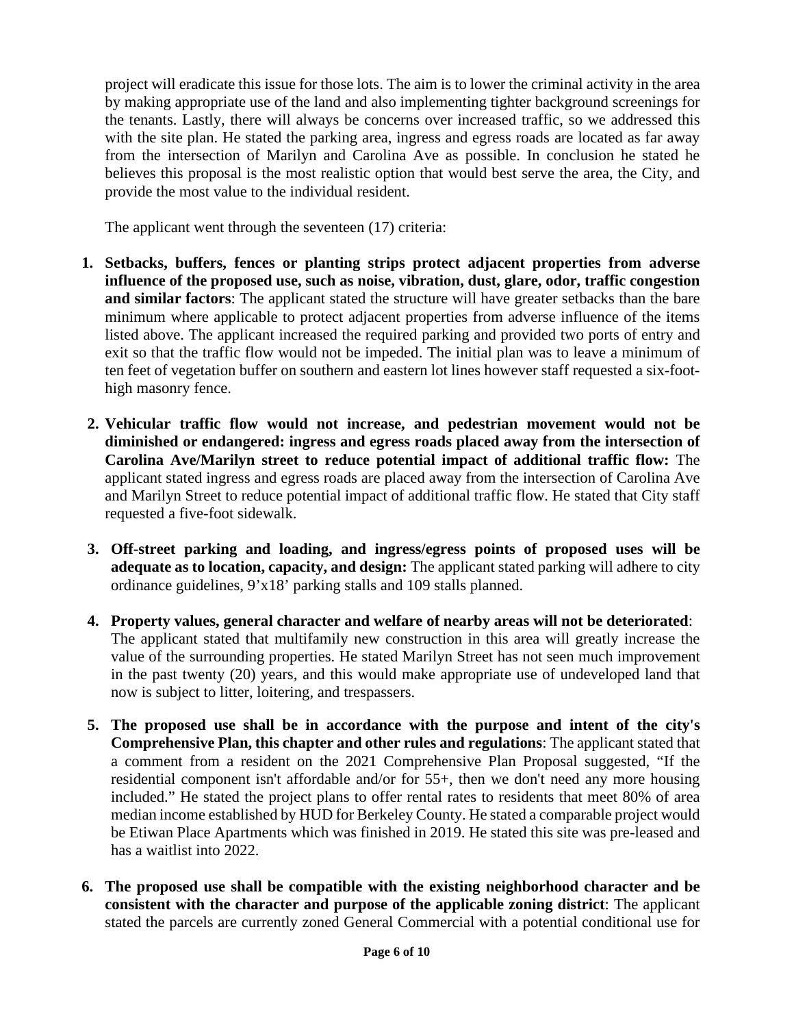project will eradicate this issue for those lots. The aim is to lower the criminal activity in the area by making appropriate use of the land and also implementing tighter background screenings for the tenants. Lastly, there will always be concerns over increased traffic, so we addressed this with the site plan. He stated the parking area, ingress and egress roads are located as far away from the intersection of Marilyn and Carolina Ave as possible. In conclusion he stated he believes this proposal is the most realistic option that would best serve the area, the City, and provide the most value to the individual resident.

The applicant went through the seventeen (17) criteria:

1. **Setbacks, buffers, fences or planting strips protect adjacent properties from adverse influence of the proposed use, such as noise, vibration, dust, glare, odor, traffic congestion and similar factors**: The applicant stated the structure will have greater setbacks than the bare minimum where applicable to protect adjacent properties from adverse influence of the items listed above. The applicant increased the required parking and provided two ports of entry and exit so that the traffic flow would not be impeded. The initial plan was to leave a minimum of ten feet of vegetation buffer on southern and eastern lot lines however staff requested a six-foot-high masonry fence.
2. **Vehicular traffic flow would not increase, and pedestrian movement would not be diminished or endangered: ingress and egress roads placed away from the intersection of Carolina Ave/Marilyn street to reduce potential impact of additional traffic flow:** The applicant stated ingress and egress roads are placed away from the intersection of Carolina Ave and Marilyn Street to reduce potential impact of additional traffic flow. He stated that City staff requested a five-foot sidewalk.
3. **Off-street parking and loading, and ingress/egress points of proposed uses will be adequate as to location, capacity, and design:** The applicant stated parking will adhere to city ordinance guidelines, 9'x18' parking stalls and 109 stalls planned.
4. **Property values, general character and welfare of nearby areas will not be deteriorated**: The applicant stated that multifamily new construction in this area will greatly increase the value of the surrounding properties. He stated Marilyn Street has not seen much improvement in the past twenty (20) years, and this would make appropriate use of undeveloped land that now is subject to litter, loitering, and trespassers.
5. **The proposed use shall be in accordance with the purpose and intent of the city's Comprehensive Plan, this chapter and other rules and regulations**: The applicant stated that a comment from a resident on the 2021 Comprehensive Plan Proposal suggested, "If the residential component isn't affordable and/or for 55+, then we don't need any more housing included." He stated the project plans to offer rental rates to residents that meet 80% of area median income established by HUD for Berkeley County. He stated a comparable project would be Etiwan Place Apartments which was finished in 2019. He stated this site was pre-leased and has a waitlist into 2022.
6. **The proposed use shall be compatible with the existing neighborhood character and be consistent with the character and purpose of the applicable zoning district**: The applicant stated the parcels are currently zoned General Commercial with a potential conditional use for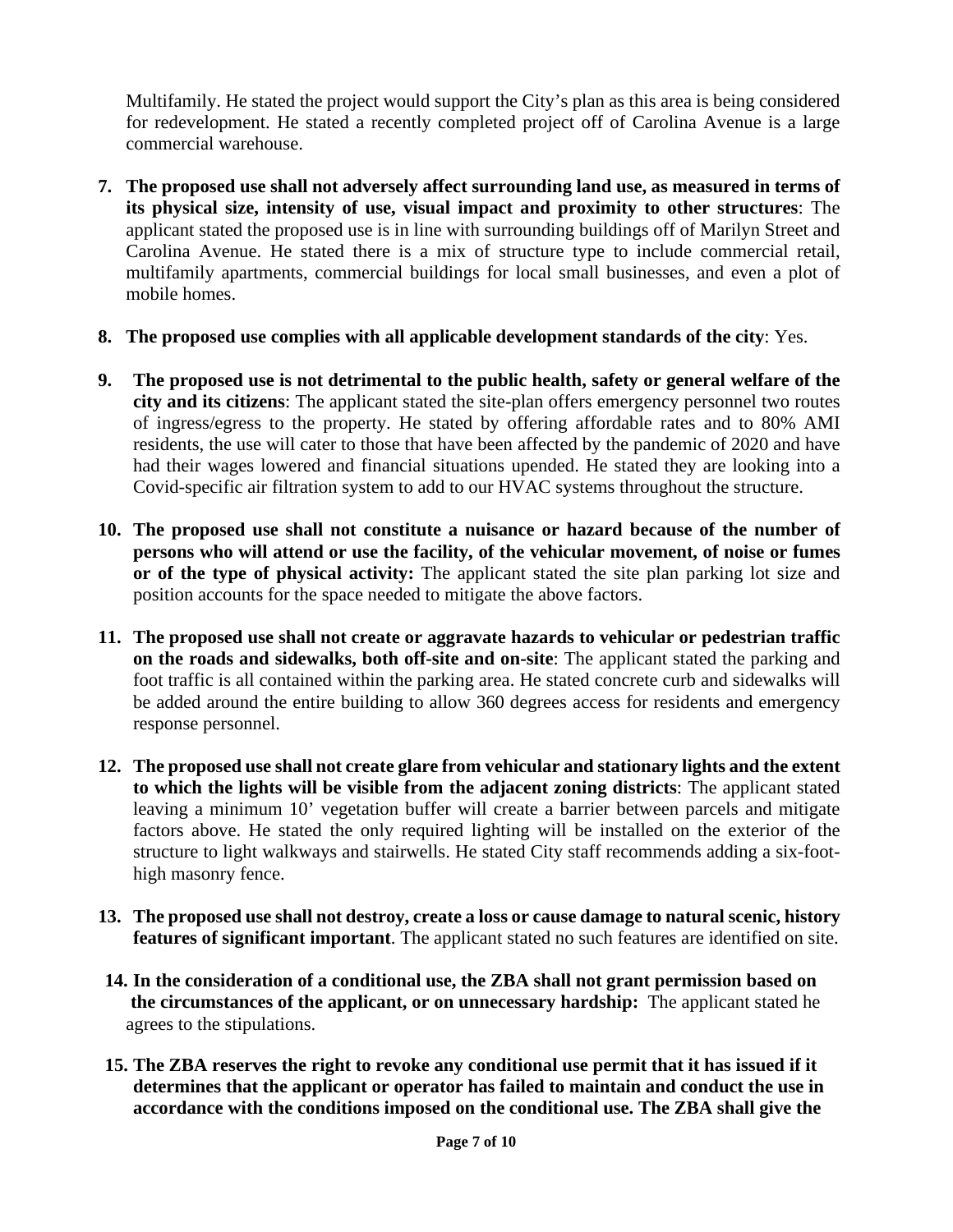Multifamily. He stated the project would support the City's plan as this area is being considered for redevelopment. He stated a recently completed project off of Carolina Avenue is a large commercial warehouse.

7. **The proposed use shall not adversely affect surrounding land use, as measured in terms of its physical size, intensity of use, visual impact and proximity to other structures**: The applicant stated the proposed use is in line with surrounding buildings off of Marilyn Street and Carolina Avenue. He stated there is a mix of structure type to include commercial retail, multifamily apartments, commercial buildings for local small businesses, and even a plot of mobile homes.

8. **The proposed use complies with all applicable development standards of the city**: Yes.

9. **The proposed use is not detrimental to the public health, safety or general welfare of the city and its citizens**: The applicant stated the site-plan offers emergency personnel two routes of ingress/egress to the property. He stated by offering affordable rates and to 80% AMI residents, the use will cater to those that have been affected by the pandemic of 2020 and have had their wages lowered and financial situations upended. He stated they are looking into a Covid-specific air filtration system to add to our HVAC systems throughout the structure.

10. **The proposed use shall not constitute a nuisance or hazard because of the number of persons who will attend or use the facility, of the vehicular movement, of noise or fumes or of the type of physical activity:** The applicant stated the site plan parking lot size and position accounts for the space needed to mitigate the above factors.

11. **The proposed use shall not create or aggravate hazards to vehicular or pedestrian traffic on the roads and sidewalks, both off-site and on-site**: The applicant stated the parking and foot traffic is all contained within the parking area. He stated concrete curb and sidewalks will be added around the entire building to allow 360 degrees access for residents and emergency response personnel.

12. **The proposed use shall not create glare from vehicular and stationary lights and the extent to which the lights will be visible from the adjacent zoning districts**: The applicant stated leaving a minimum 10' vegetation buffer will create a barrier between parcels and mitigate factors above. He stated the only required lighting will be installed on the exterior of the structure to light walkways and stairwells. He stated City staff recommends adding a six-foot-high masonry fence.

13. **The proposed use shall not destroy, create a loss or cause damage to natural scenic, history features of significant important**. The applicant stated no such features are identified on site.

14. **In the consideration of a conditional use, the ZBA shall not grant permission based on the circumstances of the applicant, or on unnecessary hardship:** The applicant stated he agrees to the stipulations.

15. **The ZBA reserves the right to revoke any conditional use permit that it has issued if it determines that the applicant or operator has failed to maintain and conduct the use in accordance with the conditions imposed on the conditional use. The ZBA shall give the**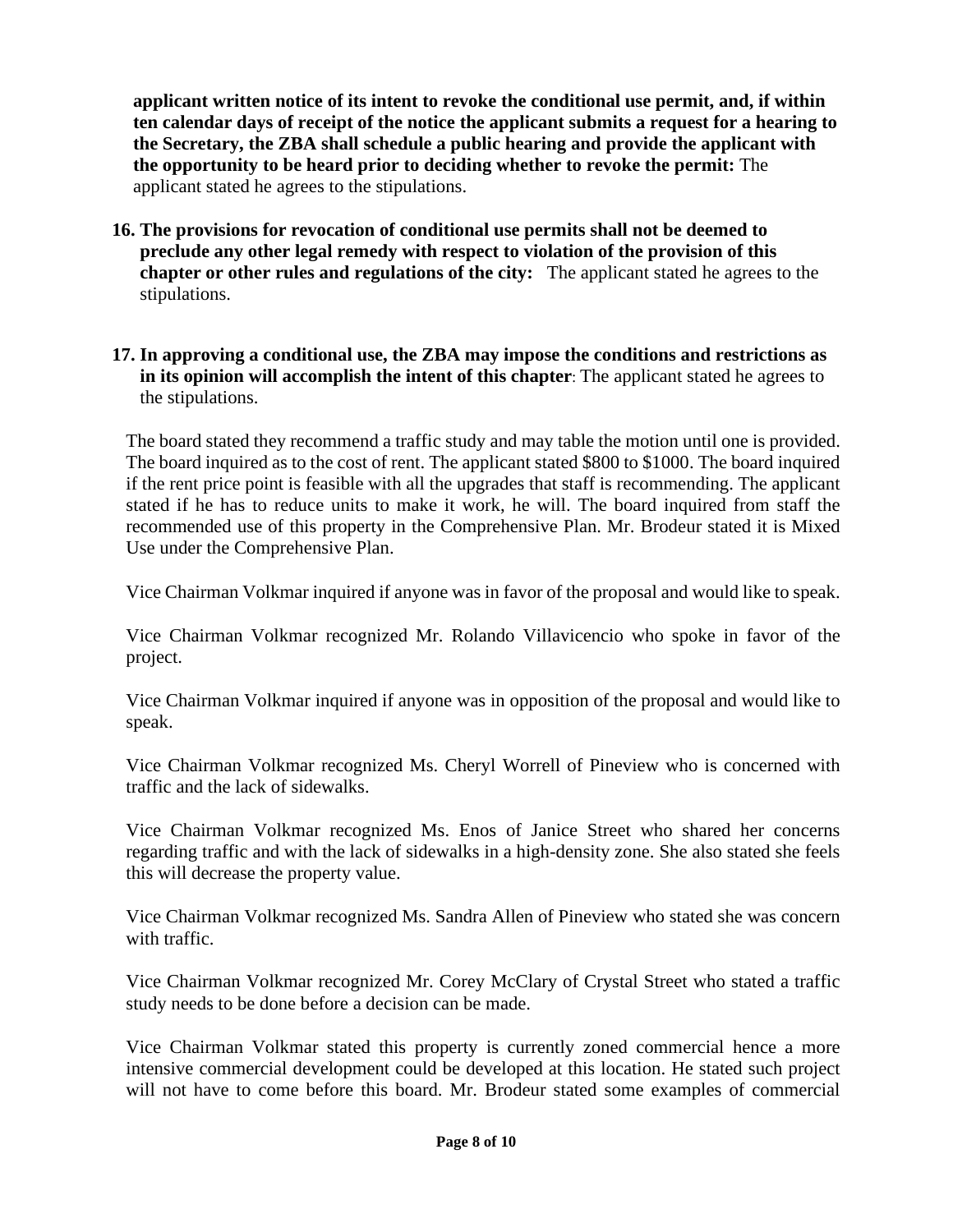**applicant written notice of its intent to revoke the conditional use permit, and, if within ten calendar days of receipt of the notice the applicant submits a request for a hearing to the Secretary, the ZBA shall schedule a public hearing and provide the applicant with the opportunity to be heard prior to deciding whether to revoke the permit:** The applicant stated he agrees to the stipulations.

16. **The provisions for revocation of conditional use permits shall not be deemed to preclude any other legal remedy with respect to violation of the provision of this chapter or other rules and regulations of the city:** The applicant stated he agrees to the stipulations.

17. **In approving a conditional use, the ZBA may impose the conditions and restrictions as in its opinion will accomplish the intent of this chapter**: The applicant stated he agrees to the stipulations.

The board stated they recommend a traffic study and may table the motion until one is provided. The board inquired as to the cost of rent. The applicant stated $800 to $1000. The board inquired if the rent price point is feasible with all the upgrades that staff is recommending. The applicant stated if he has to reduce units to make it work, he will. The board inquired from staff the recommended use of this property in the Comprehensive Plan. Mr. Brodeur stated it is Mixed Use under the Comprehensive Plan.

Vice Chairman Volkmar inquired if anyone was in favor of the proposal and would like to speak.

Vice Chairman Volkmar recognized Mr. Rolando Villavicencio who spoke in favor of the project.

Vice Chairman Volkmar inquired if anyone was in opposition of the proposal and would like to speak.

Vice Chairman Volkmar recognized Ms. Cheryl Worrell of Pineview who is concerned with traffic and the lack of sidewalks.

Vice Chairman Volkmar recognized Ms. Enos of Janice Street who shared her concerns regarding traffic and with the lack of sidewalks in a high-density zone. She also stated she feels this will decrease the property value.

Vice Chairman Volkmar recognized Ms. Sandra Allen of Pineview who stated she was concern with traffic.

Vice Chairman Volkmar recognized Mr. Corey McClary of Crystal Street who stated a traffic study needs to be done before a decision can be made.

Vice Chairman Volkmar stated this property is currently zoned commercial hence a more intensive commercial development could be developed at this location. He stated such project will not have to come before this board. Mr. Brodeur stated some examples of commercial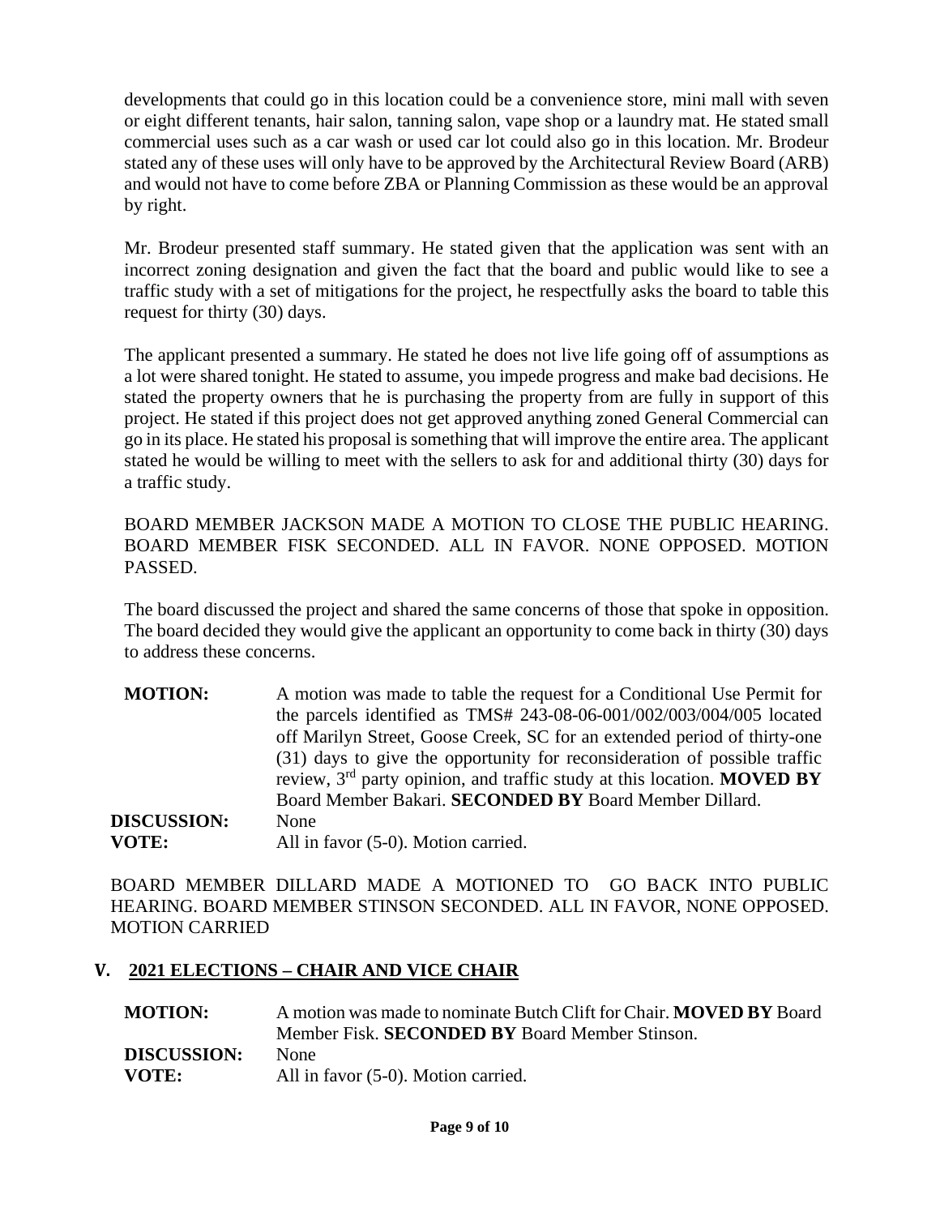developments that could go in this location could be a convenience store, mini mall with seven or eight different tenants, hair salon, tanning salon, vape shop or a laundry mat. He stated small commercial uses such as a car wash or used car lot could also go in this location. Mr. Brodeur stated any of these uses will only have to be approved by the Architectural Review Board (ARB) and would not have to come before ZBA or Planning Commission as these would be an approval by right.

Mr. Brodeur presented staff summary. He stated given that the application was sent with an incorrect zoning designation and given the fact that the board and public would like to see a traffic study with a set of mitigations for the project, he respectfully asks the board to table this request for thirty (30) days.

The applicant presented a summary. He stated he does not live life going off of assumptions as a lot were shared tonight. He stated to assume, you impede progress and make bad decisions. He stated the property owners that he is purchasing the property from are fully in support of this project. He stated if this project does not get approved anything zoned General Commercial can go in its place. He stated his proposal is something that will improve the entire area. The applicant stated he would be willing to meet with the sellers to ask for and additional thirty (30) days for a traffic study.

BOARD MEMBER JACKSON MADE A MOTION TO CLOSE THE PUBLIC HEARING. BOARD MEMBER FISK SECONDED. ALL IN FAVOR. NONE OPPOSED. MOTION PASSED.

The board discussed the project and shared the same concerns of those that spoke in opposition. The board decided they would give the applicant an opportunity to come back in thirty (30) days to address these concerns.

**MOTION:** A motion was made to table the request for a Conditional Use Permit for the parcels identified as TMS# 243-08-06-001/002/003/004/005 located off Marilyn Street, Goose Creek, SC for an extended period of thirty-one (31) days to give the opportunity for reconsideration of possible traffic review, 3rd party opinion, and traffic study at this location. **MOVED BY** Board Member Bakari. **SECONDED BY** Board Member Dillard.

**DISCUSSION:** None

**VOTE:** All in favor (5-0). Motion carried.

BOARD MEMBER DILLARD MADE A MOTIONED TO GO BACK INTO PUBLIC HEARING. BOARD MEMBER STINSON SECONDED. ALL IN FAVOR, NONE OPPOSED. MOTION CARRIED

## V. 2021 ELECTIONS – CHAIR AND VICE CHAIR

**MOTION:** A motion was made to nominate Butch Clift for Chair. **MOVED BY** Board Member Fisk. **SECONDED BY** Board Member Stinson.

**DISCUSSION:** None

**VOTE:** All in favor (5-0). Motion carried.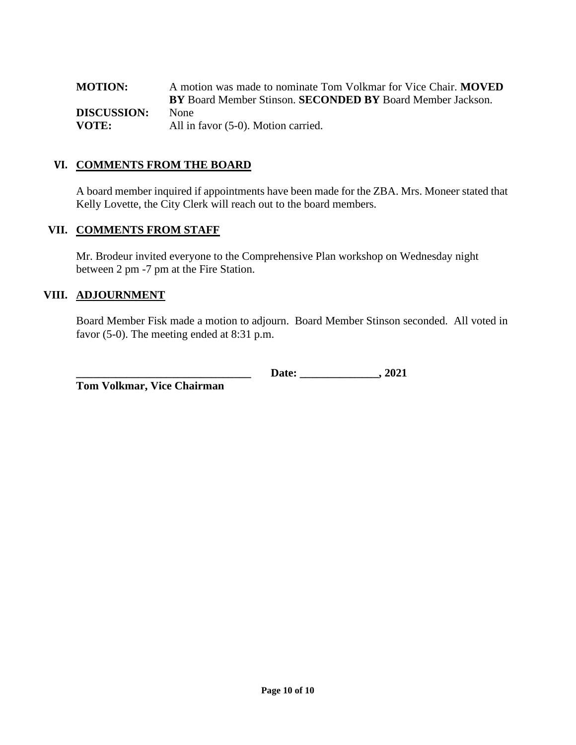| | |
|---|---|
| **MOTION:** | A motion was made to nominate Tom Volkmar for Vice Chair. **MOVED BY** Board Member Stinson. **SECONDED BY** Board Member Jackson. |
| **DISCUSSION:** | None |
| **VOTE:** | All in favor (5-0). Motion carried. |

## VI. COMMENTS FROM THE BOARD

A board member inquired if appointments have been made for the ZBA. Mrs. Moneer stated that Kelly Lovette, the City Clerk will reach out to the board members.

## VII. COMMENTS FROM STAFF

Mr. Brodeur invited everyone to the Comprehensive Plan workshop on Wednesday night between 2 pm -7 pm at the Fire Station.

## VIII. ADJOURNMENT

Board Member Fisk made a motion to adjourn. Board Member Stinson seconded. All voted in favor (5-0). The meeting ended at 8:31 p.m.

**_______________________________ Date: ______________, 2021**
**Tom Volkmar, Vice Chairman**